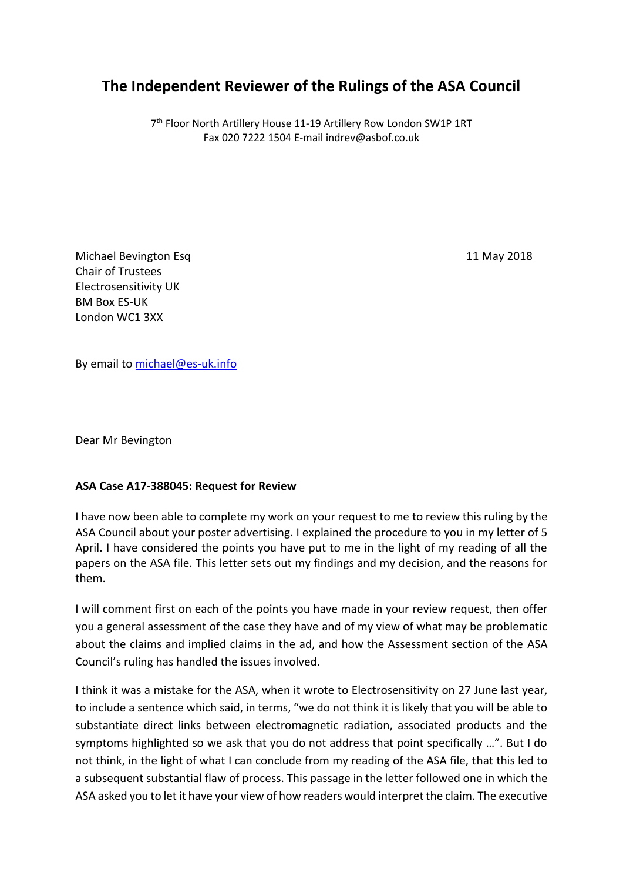# The Independent Reviewer of the Rulings of the ASA Council

7th Floor North Artillery House 11-19 Artillery Row London SW1P 1RT
Fax 020 7222 1504 E-mail indrev@asbof.co.uk

Michael Bevington Esq
Chair of Trustees
Electrosensitivity UK
BM Box ES-UK
London WC1 3XX

11 May 2018

By email to michael@es-uk.info

Dear Mr Bevington

**ASA Case A17-388045: Request for Review**

I have now been able to complete my work on your request to me to review this ruling by the ASA Council about your poster advertising. I explained the procedure to you in my letter of 5 April. I have considered the points you have put to me in the light of my reading of all the papers on the ASA file. This letter sets out my findings and my decision, and the reasons for them.

I will comment first on each of the points you have made in your review request, then offer you a general assessment of the case they have and of my view of what may be problematic about the claims and implied claims in the ad, and how the Assessment section of the ASA Council's ruling has handled the issues involved.

I think it was a mistake for the ASA, when it wrote to Electrosensitivity on 27 June last year, to include a sentence which said, in terms, "we do not think it is likely that you will be able to substantiate direct links between electromagnetic radiation, associated products and the symptoms highlighted so we ask that you do not address that point specifically …". But I do not think, in the light of what I can conclude from my reading of the ASA file, that this led to a subsequent substantial flaw of process. This passage in the letter followed one in which the ASA asked you to let it have your view of how readers would interpret the claim. The executive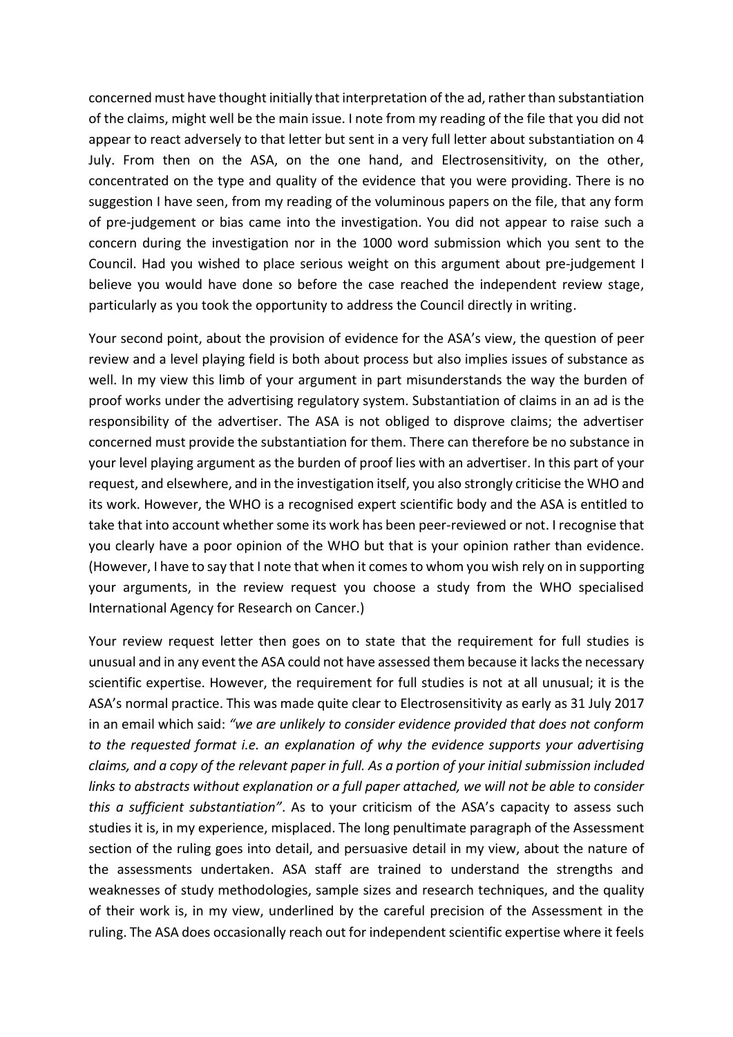concerned must have thought initially that interpretation of the ad, rather than substantiation of the claims, might well be the main issue. I note from my reading of the file that you did not appear to react adversely to that letter but sent in a very full letter about substantiation on 4 July. From then on the ASA, on the one hand, and Electrosensitivity, on the other, concentrated on the type and quality of the evidence that you were providing. There is no suggestion I have seen, from my reading of the voluminous papers on the file, that any form of pre-judgement or bias came into the investigation. You did not appear to raise such a concern during the investigation nor in the 1000 word submission which you sent to the Council. Had you wished to place serious weight on this argument about pre-judgement I believe you would have done so before the case reached the independent review stage, particularly as you took the opportunity to address the Council directly in writing.

Your second point, about the provision of evidence for the ASA's view, the question of peer review and a level playing field is both about process but also implies issues of substance as well. In my view this limb of your argument in part misunderstands the way the burden of proof works under the advertising regulatory system. Substantiation of claims in an ad is the responsibility of the advertiser. The ASA is not obliged to disprove claims; the advertiser concerned must provide the substantiation for them. There can therefore be no substance in your level playing argument as the burden of proof lies with an advertiser. In this part of your request, and elsewhere, and in the investigation itself, you also strongly criticise the WHO and its work. However, the WHO is a recognised expert scientific body and the ASA is entitled to take that into account whether some its work has been peer-reviewed or not. I recognise that you clearly have a poor opinion of the WHO but that is your opinion rather than evidence. (However, I have to say that I note that when it comes to whom you wish rely on in supporting your arguments, in the review request you choose a study from the WHO specialised International Agency for Research on Cancer.)

Your review request letter then goes on to state that the requirement for full studies is unusual and in any event the ASA could not have assessed them because it lacks the necessary scientific expertise. However, the requirement for full studies is not at all unusual; it is the ASA's normal practice. This was made quite clear to Electrosensitivity as early as 31 July 2017 in an email which said: *"we are unlikely to consider evidence provided that does not conform to the requested format i.e. an explanation of why the evidence supports your advertising claims, and a copy of the relevant paper in full. As a portion of your initial submission included links to abstracts without explanation or a full paper attached, we will not be able to consider this a sufficient substantiation"*. As to your criticism of the ASA's capacity to assess such studies it is, in my experience, misplaced. The long penultimate paragraph of the Assessment section of the ruling goes into detail, and persuasive detail in my view, about the nature of the assessments undertaken. ASA staff are trained to understand the strengths and weaknesses of study methodologies, sample sizes and research techniques, and the quality of their work is, in my view, underlined by the careful precision of the Assessment in the ruling. The ASA does occasionally reach out for independent scientific expertise where it feels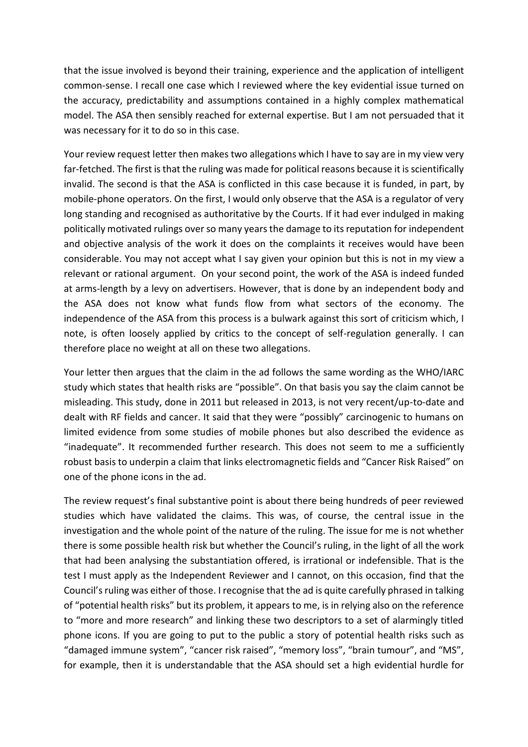that the issue involved is beyond their training, experience and the application of intelligent common-sense. I recall one case which I reviewed where the key evidential issue turned on the accuracy, predictability and assumptions contained in a highly complex mathematical model. The ASA then sensibly reached for external expertise. But I am not persuaded that it was necessary for it to do so in this case.

Your review request letter then makes two allegations which I have to say are in my view very far-fetched. The first is that the ruling was made for political reasons because it is scientifically invalid. The second is that the ASA is conflicted in this case because it is funded, in part, by mobile-phone operators. On the first, I would only observe that the ASA is a regulator of very long standing and recognised as authoritative by the Courts. If it had ever indulged in making politically motivated rulings over so many years the damage to its reputation for independent and objective analysis of the work it does on the complaints it receives would have been considerable. You may not accept what I say given your opinion but this is not in my view a relevant or rational argument. On your second point, the work of the ASA is indeed funded at arms-length by a levy on advertisers. However, that is done by an independent body and the ASA does not know what funds flow from what sectors of the economy. The independence of the ASA from this process is a bulwark against this sort of criticism which, I note, is often loosely applied by critics to the concept of self-regulation generally. I can therefore place no weight at all on these two allegations.

Your letter then argues that the claim in the ad follows the same wording as the WHO/IARC study which states that health risks are "possible". On that basis you say the claim cannot be misleading. This study, done in 2011 but released in 2013, is not very recent/up-to-date and dealt with RF fields and cancer. It said that they were "possibly" carcinogenic to humans on limited evidence from some studies of mobile phones but also described the evidence as "inadequate". It recommended further research. This does not seem to me a sufficiently robust basis to underpin a claim that links electromagnetic fields and "Cancer Risk Raised" on one of the phone icons in the ad.

The review request's final substantive point is about there being hundreds of peer reviewed studies which have validated the claims. This was, of course, the central issue in the investigation and the whole point of the nature of the ruling. The issue for me is not whether there is some possible health risk but whether the Council's ruling, in the light of all the work that had been analysing the substantiation offered, is irrational or indefensible. That is the test I must apply as the Independent Reviewer and I cannot, on this occasion, find that the Council's ruling was either of those. I recognise that the ad is quite carefully phrased in talking of "potential health risks" but its problem, it appears to me, is in relying also on the reference to "more and more research" and linking these two descriptors to a set of alarmingly titled phone icons. If you are going to put to the public a story of potential health risks such as "damaged immune system", "cancer risk raised", "memory loss", "brain tumour", and "MS", for example, then it is understandable that the ASA should set a high evidential hurdle for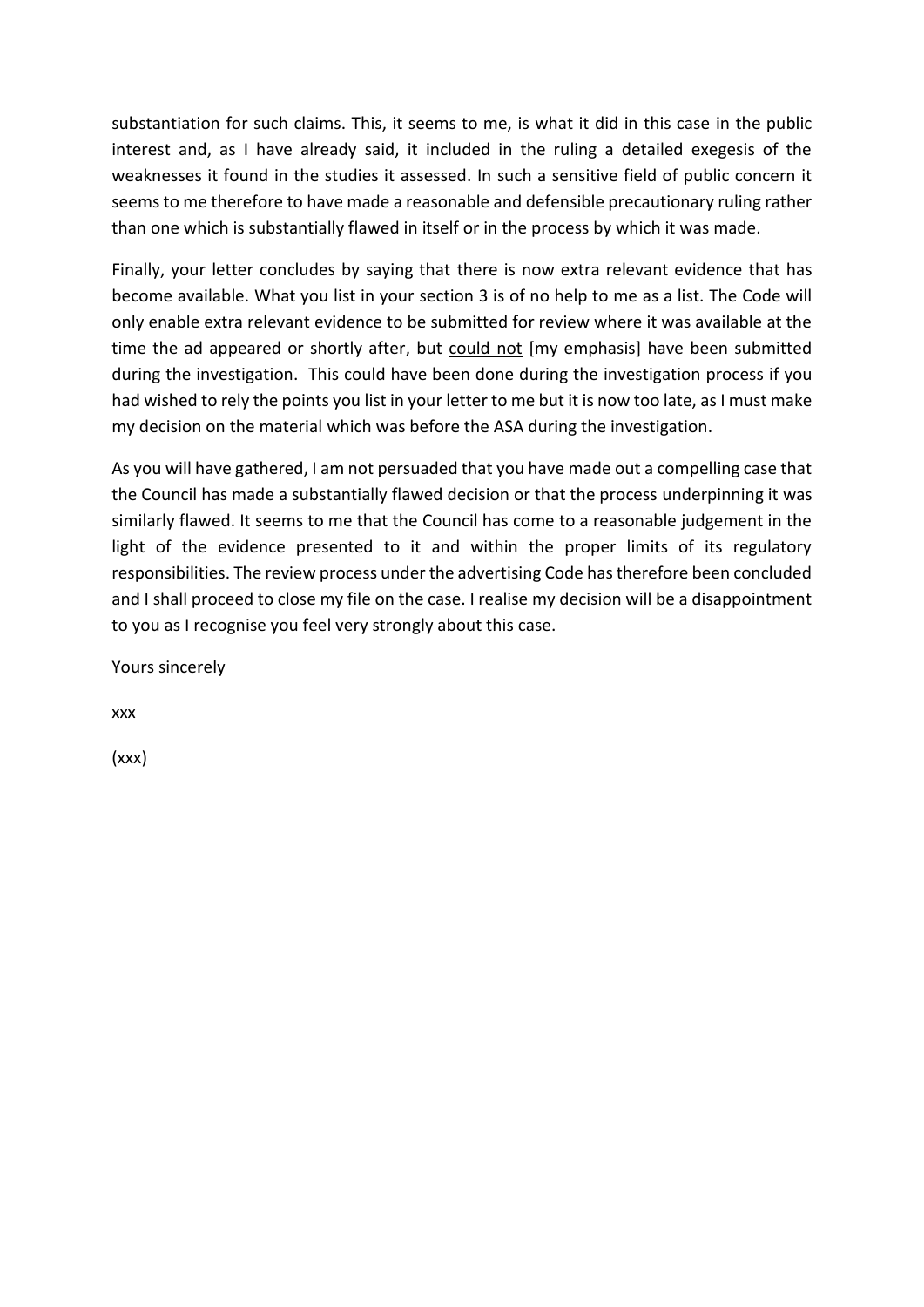substantiation for such claims. This, it seems to me, is what it did in this case in the public interest and, as I have already said, it included in the ruling a detailed exegesis of the weaknesses it found in the studies it assessed. In such a sensitive field of public concern it seems to me therefore to have made a reasonable and defensible precautionary ruling rather than one which is substantially flawed in itself or in the process by which it was made.

Finally, your letter concludes by saying that there is now extra relevant evidence that has become available. What you list in your section 3 is of no help to me as a list. The Code will only enable extra relevant evidence to be submitted for review where it was available at the time the ad appeared or shortly after, but <u>could not</u> [my emphasis] have been submitted during the investigation. This could have been done during the investigation process if you had wished to rely the points you list in your letter to me but it is now too late, as I must make my decision on the material which was before the ASA during the investigation.

As you will have gathered, I am not persuaded that you have made out a compelling case that the Council has made a substantially flawed decision or that the process underpinning it was similarly flawed. It seems to me that the Council has come to a reasonable judgement in the light of the evidence presented to it and within the proper limits of its regulatory responsibilities. The review process under the advertising Code has therefore been concluded and I shall proceed to close my file on the case. I realise my decision will be a disappointment to you as I recognise you feel very strongly about this case.

Yours sincerely

xxx

(xxx)